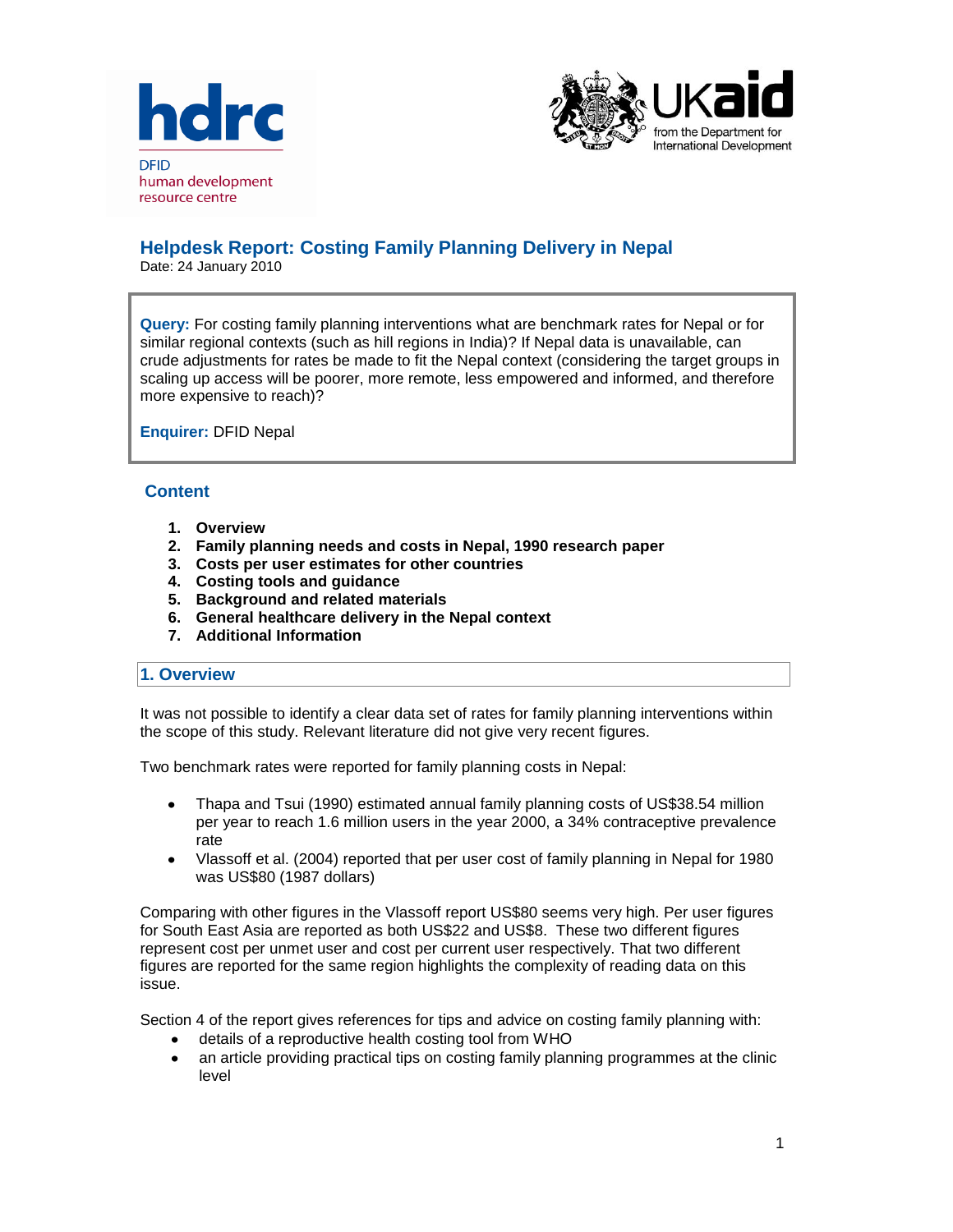hdrc

DFID
human development
resource centre

UKaid
from the Department for International Development

# Helpdesk Report: Costing Family Planning Delivery in Nepal

Date: 24 January 2010

**Query:** For costing family planning interventions what are benchmark rates for Nepal or for similar regional contexts (such as hill regions in India)? If Nepal data is unavailable, can crude adjustments for rates be made to fit the Nepal context (considering the target groups in scaling up access will be poorer, more remote, less empowered and informed, and therefore more expensive to reach)?

**Enquirer:** DFID Nepal

## Content

1. **Overview**
2. **Family planning needs and costs in Nepal, 1990 research paper**
3. **Costs per user estimates for other countries**
4. **Costing tools and guidance**
5. **Background and related materials**
6. **General healthcare delivery in the Nepal context**
7. **Additional Information**

## 1. Overview

It was not possible to identify a clear data set of rates for family planning interventions within the scope of this study. Relevant literature did not give very recent figures.

Two benchmark rates were reported for family planning costs in Nepal:

- Thapa and Tsui (1990) estimated annual family planning costs of US$38.54 million per year to reach 1.6 million users in the year 2000, a 34% contraceptive prevalence rate
- Vlassoff et al. (2004) reported that per user cost of family planning in Nepal for 1980 was US$80 (1987 dollars)

Comparing with other figures in the Vlassoff report US$80 seems very high. Per user figures for South East Asia are reported as both US$22 and US$8. These two different figures represent cost per unmet user and cost per current user respectively. That two different figures are reported for the same region highlights the complexity of reading data on this issue.

Section 4 of the report gives references for tips and advice on costing family planning with:

- details of a reproductive health costing tool from WHO
- an article providing practical tips on costing family planning programmes at the clinic level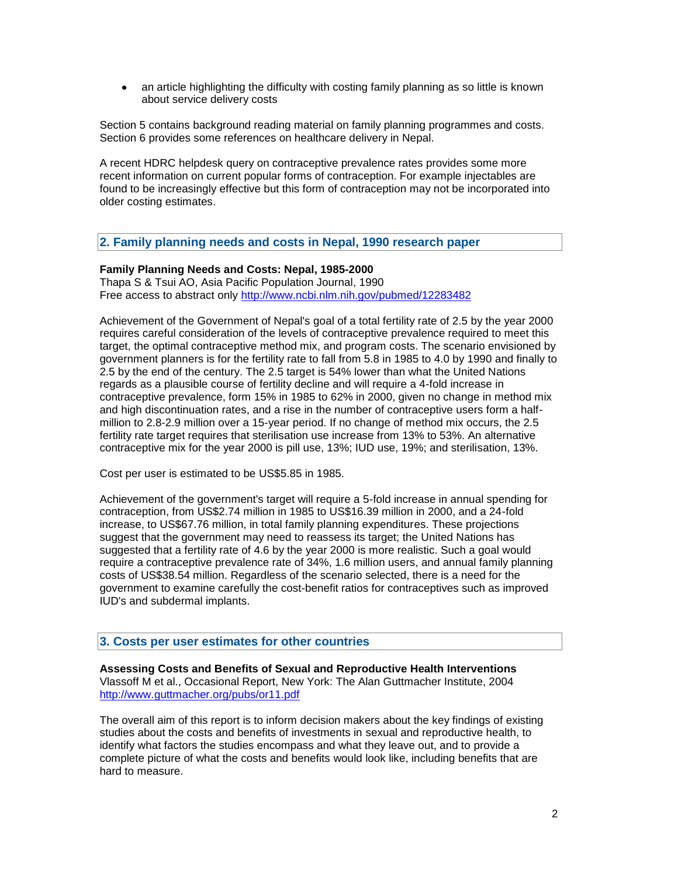- an article highlighting the difficulty with costing family planning as so little is known about service delivery costs

Section 5 contains background reading material on family planning programmes and costs. Section 6 provides some references on healthcare delivery in Nepal.

A recent HDRC helpdesk query on contraceptive prevalence rates provides some more recent information on current popular forms of contraception. For example injectables are found to be increasingly effective but this form of contraception may not be incorporated into older costing estimates.

## 2. Family planning needs and costs in Nepal, 1990 research paper

**Family Planning Needs and Costs: Nepal, 1985-2000**
Thapa S & Tsui AO, Asia Pacific Population Journal, 1990
Free access to abstract only http://www.ncbi.nlm.nih.gov/pubmed/12283482

Achievement of the Government of Nepal's goal of a total fertility rate of 2.5 by the year 2000 requires careful consideration of the levels of contraceptive prevalence required to meet this target, the optimal contraceptive method mix, and program costs. The scenario envisioned by government planners is for the fertility rate to fall from 5.8 in 1985 to 4.0 by 1990 and finally to 2.5 by the end of the century. The 2.5 target is 54% lower than what the United Nations regards as a plausible course of fertility decline and will require a 4-fold increase in contraceptive prevalence, form 15% in 1985 to 62% in 2000, given no change in method mix and high discontinuation rates, and a rise in the number of contraceptive users form a half-million to 2.8-2.9 million over a 15-year period. If no change of method mix occurs, the 2.5 fertility rate target requires that sterilisation use increase from 13% to 53%. An alternative contraceptive mix for the year 2000 is pill use, 13%; IUD use, 19%; and sterilisation, 13%.

Cost per user is estimated to be US$5.85 in 1985.

Achievement of the government's target will require a 5-fold increase in annual spending for contraception, from US$2.74 million in 1985 to US$16.39 million in 2000, and a 24-fold increase, to US$67.76 million, in total family planning expenditures. These projections suggest that the government may need to reassess its target; the United Nations has suggested that a fertility rate of 4.6 by the year 2000 is more realistic. Such a goal would require a contraceptive prevalence rate of 34%, 1.6 million users, and annual family planning costs of US$38.54 million. Regardless of the scenario selected, there is a need for the government to examine carefully the cost-benefit ratios for contraceptives such as improved IUD's and subdermal implants.

## 3. Costs per user estimates for other countries

**Assessing Costs and Benefits of Sexual and Reproductive Health Interventions**
Vlassoff M et al., Occasional Report, New York: The Alan Guttmacher Institute, 2004
http://www.guttmacher.org/pubs/or11.pdf

The overall aim of this report is to inform decision makers about the key findings of existing studies about the costs and benefits of investments in sexual and reproductive health, to identify what factors the studies encompass and what they leave out, and to provide a complete picture of what the costs and benefits would look like, including benefits that are hard to measure.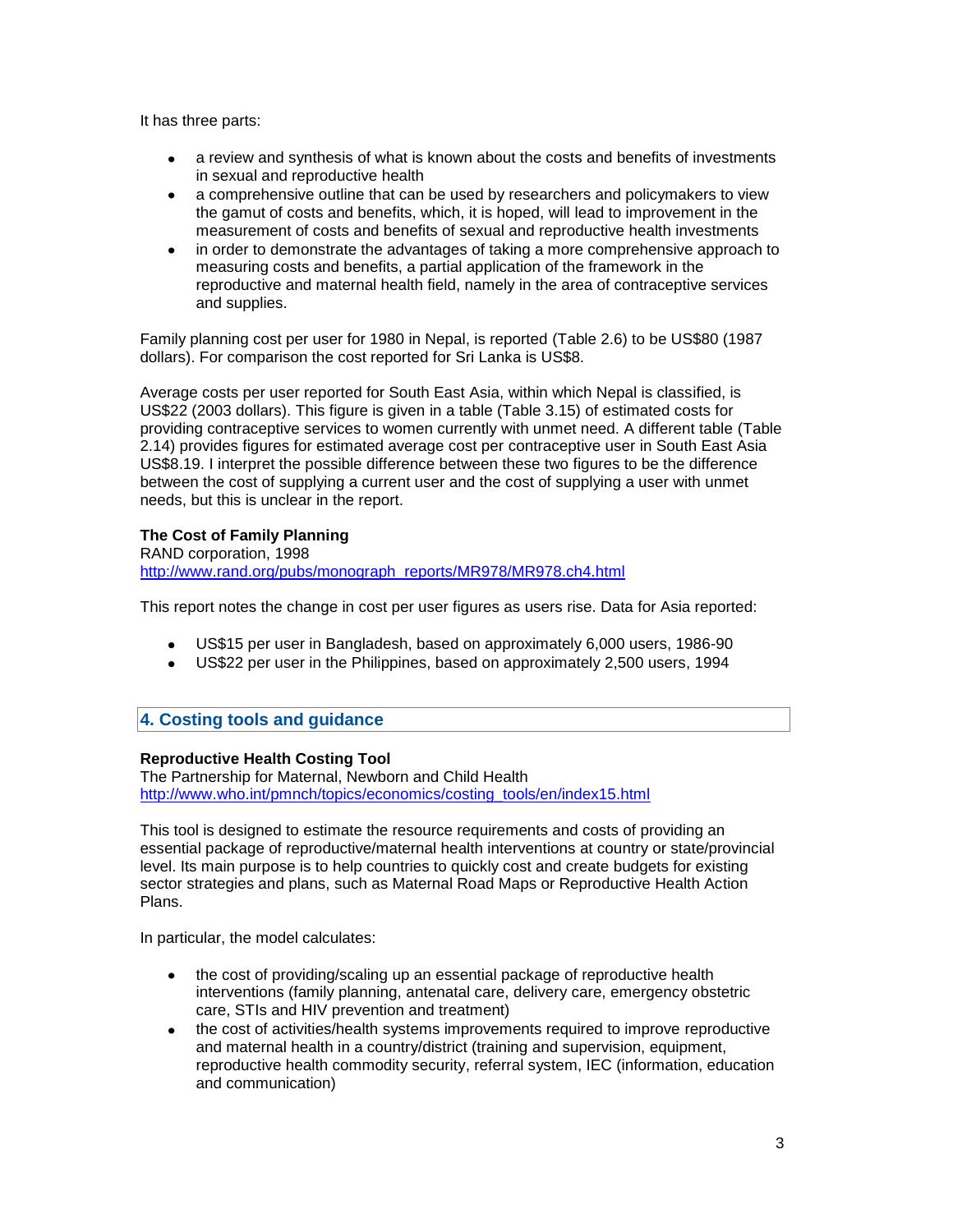It has three parts:

- a review and synthesis of what is known about the costs and benefits of investments in sexual and reproductive health
- a comprehensive outline that can be used by researchers and policymakers to view the gamut of costs and benefits, which, it is hoped, will lead to improvement in the measurement of costs and benefits of sexual and reproductive health investments
- in order to demonstrate the advantages of taking a more comprehensive approach to measuring costs and benefits, a partial application of the framework in the reproductive and maternal health field, namely in the area of contraceptive services and supplies.

Family planning cost per user for 1980 in Nepal, is reported (Table 2.6) to be US$80 (1987 dollars). For comparison the cost reported for Sri Lanka is US$8.

Average costs per user reported for South East Asia, within which Nepal is classified, is US$22 (2003 dollars). This figure is given in a table (Table 3.15) of estimated costs for providing contraceptive services to women currently with unmet need. A different table (Table 2.14) provides figures for estimated average cost per contraceptive user in South East Asia US$8.19. I interpret the possible difference between these two figures to be the difference between the cost of supplying a current user and the cost of supplying a user with unmet needs, but this is unclear in the report.

**The Cost of Family Planning**
RAND corporation, 1998
http://www.rand.org/pubs/monograph_reports/MR978/MR978.ch4.html

This report notes the change in cost per user figures as users rise. Data for Asia reported:

- US$15 per user in Bangladesh, based on approximately 6,000 users, 1986-90
- US$22 per user in the Philippines, based on approximately 2,500 users, 1994

## 4. Costing tools and guidance

**Reproductive Health Costing Tool**
The Partnership for Maternal, Newborn and Child Health
http://www.who.int/pmnch/topics/economics/costing_tools/en/index15.html

This tool is designed to estimate the resource requirements and costs of providing an essential package of reproductive/maternal health interventions at country or state/provincial level. Its main purpose is to help countries to quickly cost and create budgets for existing sector strategies and plans, such as Maternal Road Maps or Reproductive Health Action Plans.

In particular, the model calculates:

- the cost of providing/scaling up an essential package of reproductive health interventions (family planning, antenatal care, delivery care, emergency obstetric care, STIs and HIV prevention and treatment)
- the cost of activities/health systems improvements required to improve reproductive and maternal health in a country/district (training and supervision, equipment, reproductive health commodity security, referral system, IEC (information, education and communication)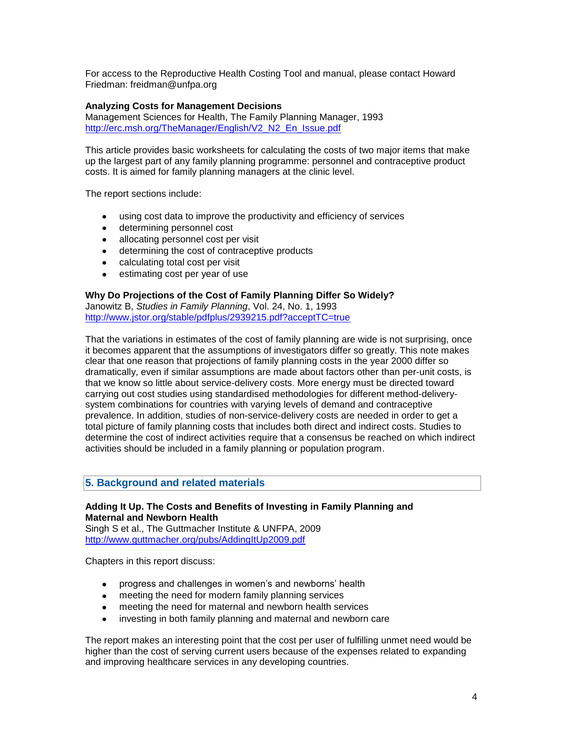For access to the Reproductive Health Costing Tool and manual, please contact Howard Friedman: freidman@unfpa.org

**Analyzing Costs for Management Decisions**
Management Sciences for Health, The Family Planning Manager, 1993
http://erc.msh.org/TheManager/English/V2_N2_En_Issue.pdf

This article provides basic worksheets for calculating the costs of two major items that make up the largest part of any family planning programme: personnel and contraceptive product costs. It is aimed for family planning managers at the clinic level.

The report sections include:

- using cost data to improve the productivity and efficiency of services
- determining personnel cost
- allocating personnel cost per visit
- determining the cost of contraceptive products
- calculating total cost per visit
- estimating cost per year of use

**Why Do Projections of the Cost of Family Planning Differ So Widely?**
Janowitz B, *Studies in Family Planning*, Vol. 24, No. 1, 1993
http://www.jstor.org/stable/pdfplus/2939215.pdf?acceptTC=true

That the variations in estimates of the cost of family planning are wide is not surprising, once it becomes apparent that the assumptions of investigators differ so greatly. This note makes clear that one reason that projections of family planning costs in the year 2000 differ so dramatically, even if similar assumptions are made about factors other than per-unit costs, is that we know so little about service-delivery costs. More energy must be directed toward carrying out cost studies using standardised methodologies for different method-delivery-system combinations for countries with varying levels of demand and contraceptive prevalence. In addition, studies of non-service-delivery costs are needed in order to get a total picture of family planning costs that includes both direct and indirect costs. Studies to determine the cost of indirect activities require that a consensus be reached on which indirect activities should be included in a family planning or population program.

## 5. Background and related materials

**Adding It Up. The Costs and Benefits of Investing in Family Planning and Maternal and Newborn Health**
Singh S et al., The Guttmacher Institute & UNFPA, 2009
http://www.guttmacher.org/pubs/AddingItUp2009.pdf

Chapters in this report discuss:

- progress and challenges in women's and newborns' health
- meeting the need for modern family planning services
- meeting the need for maternal and newborn health services
- investing in both family planning and maternal and newborn care

The report makes an interesting point that the cost per user of fulfilling unmet need would be higher than the cost of serving current users because of the expenses related to expanding and improving healthcare services in any developing countries.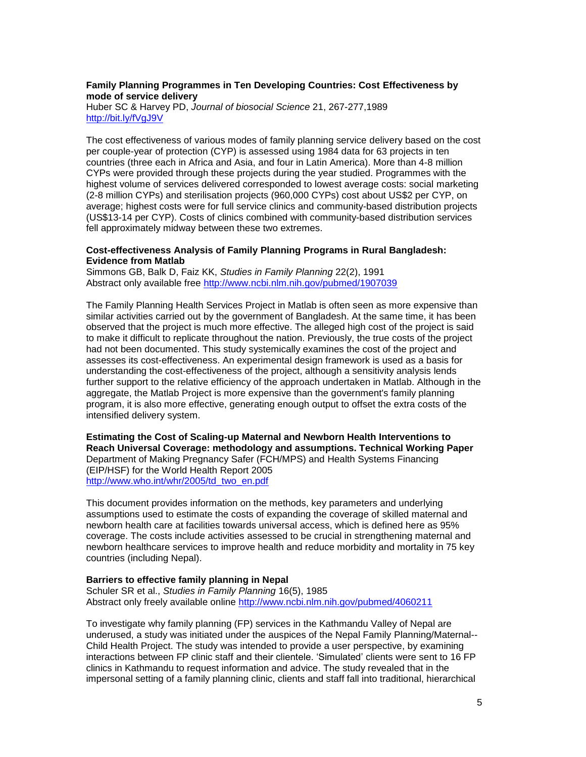**Family Planning Programmes in Ten Developing Countries: Cost Effectiveness by mode of service delivery**
Huber SC & Harvey PD, *Journal of biosocial Science* 21, 267-277,1989
http://bit.ly/fVgJ9V

The cost effectiveness of various modes of family planning service delivery based on the cost per couple-year of protection (CYP) is assessed using 1984 data for 63 projects in ten countries (three each in Africa and Asia, and four in Latin America). More than 4-8 million CYPs were provided through these projects during the year studied. Programmes with the highest volume of services delivered corresponded to lowest average costs: social marketing (2-8 million CYPs) and sterilisation projects (960,000 CYPs) cost about US$2 per CYP, on average; highest costs were for full service clinics and community-based distribution projects (US$13-14 per CYP). Costs of clinics combined with community-based distribution services fell approximately midway between these two extremes.

**Cost-effectiveness Analysis of Family Planning Programs in Rural Bangladesh: Evidence from Matlab**
Simmons GB, Balk D, Faiz KK, *Studies in Family Planning* 22(2), 1991
Abstract only available free http://www.ncbi.nlm.nih.gov/pubmed/1907039

The Family Planning Health Services Project in Matlab is often seen as more expensive than similar activities carried out by the government of Bangladesh. At the same time, it has been observed that the project is much more effective. The alleged high cost of the project is said to make it difficult to replicate throughout the nation. Previously, the true costs of the project had not been documented. This study systemically examines the cost of the project and assesses its cost-effectiveness. An experimental design framework is used as a basis for understanding the cost-effectiveness of the project, although a sensitivity analysis lends further support to the relative efficiency of the approach undertaken in Matlab. Although in the aggregate, the Matlab Project is more expensive than the government's family planning program, it is also more effective, generating enough output to offset the extra costs of the intensified delivery system.

**Estimating the Cost of Scaling-up Maternal and Newborn Health Interventions to Reach Universal Coverage: methodology and assumptions. Technical Working Paper**
Department of Making Pregnancy Safer (FCH/MPS) and Health Systems Financing (EIP/HSF) for the World Health Report 2005
http://www.who.int/whr/2005/td_two_en.pdf

This document provides information on the methods, key parameters and underlying assumptions used to estimate the costs of expanding the coverage of skilled maternal and newborn health care at facilities towards universal access, which is defined here as 95% coverage. The costs include activities assessed to be crucial in strengthening maternal and newborn healthcare services to improve health and reduce morbidity and mortality in 75 key countries (including Nepal).

**Barriers to effective family planning in Nepal**
Schuler SR et al., *Studies in Family Planning* 16(5), 1985
Abstract only freely available online http://www.ncbi.nlm.nih.gov/pubmed/4060211

To investigate why family planning (FP) services in the Kathmandu Valley of Nepal are underused, a study was initiated under the auspices of the Nepal Family Planning/Maternal--Child Health Project. The study was intended to provide a user perspective, by examining interactions between FP clinic staff and their clientele. 'Simulated' clients were sent to 16 FP clinics in Kathmandu to request information and advice. The study revealed that in the impersonal setting of a family planning clinic, clients and staff fall into traditional, hierarchical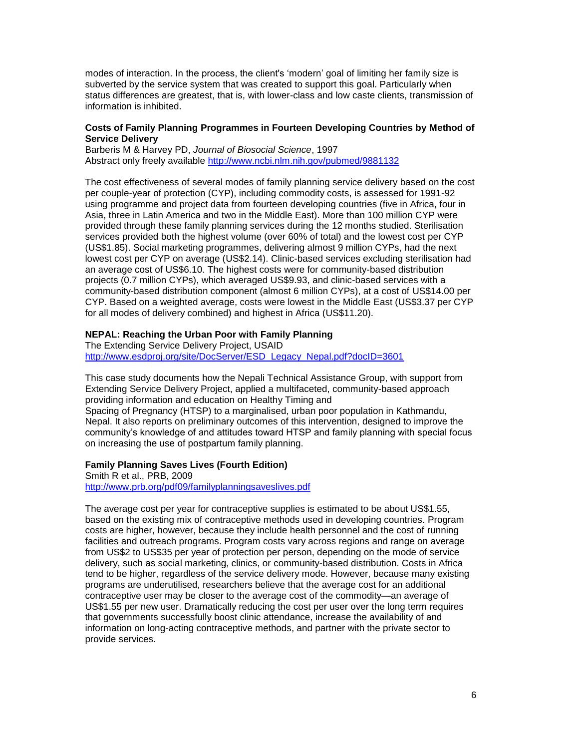modes of interaction. In the process, the client's 'modern' goal of limiting her family size is subverted by the service system that was created to support this goal. Particularly when status differences are greatest, that is, with lower-class and low caste clients, transmission of information is inhibited.

**Costs of Family Planning Programmes in Fourteen Developing Countries by Method of Service Delivery**

Barberis M & Harvey PD, *Journal of Biosocial Science*, 1997
Abstract only freely available http://www.ncbi.nlm.nih.gov/pubmed/9881132

The cost effectiveness of several modes of family planning service delivery based on the cost per couple-year of protection (CYP), including commodity costs, is assessed for 1991-92 using programme and project data from fourteen developing countries (five in Africa, four in Asia, three in Latin America and two in the Middle East). More than 100 million CYP were provided through these family planning services during the 12 months studied. Sterilisation services provided both the highest volume (over 60% of total) and the lowest cost per CYP (US$1.85). Social marketing programmes, delivering almost 9 million CYPs, had the next lowest cost per CYP on average (US$2.14). Clinic-based services excluding sterilisation had an average cost of US$6.10. The highest costs were for community-based distribution projects (0.7 million CYPs), which averaged US$9.93, and clinic-based services with a community-based distribution component (almost 6 million CYPs), at a cost of US$14.00 per CYP. Based on a weighted average, costs were lowest in the Middle East (US$3.37 per CYP for all modes of delivery combined) and highest in Africa (US$11.20).

**NEPAL: Reaching the Urban Poor with Family Planning**

The Extending Service Delivery Project, USAID
http://www.esdproj.org/site/DocServer/ESD_Legacy_Nepal.pdf?docID=3601

This case study documents how the Nepali Technical Assistance Group, with support from Extending Service Delivery Project, applied a multifaceted, community-based approach providing information and education on Healthy Timing and Spacing of Pregnancy (HTSP) to a marginalised, urban poor population in Kathmandu, Nepal. It also reports on preliminary outcomes of this intervention, designed to improve the community's knowledge of and attitudes toward HTSP and family planning with special focus on increasing the use of postpartum family planning.

**Family Planning Saves Lives (Fourth Edition)**

Smith R et al., PRB, 2009
http://www.prb.org/pdf09/familyplanningsaveslives.pdf

The average cost per year for contraceptive supplies is estimated to be about US$1.55, based on the existing mix of contraceptive methods used in developing countries. Program costs are higher, however, because they include health personnel and the cost of running facilities and outreach programs. Program costs vary across regions and range on average from US$2 to US$35 per year of protection per person, depending on the mode of service delivery, such as social marketing, clinics, or community-based distribution. Costs in Africa tend to be higher, regardless of the service delivery mode. However, because many existing programs are underutilised, researchers believe that the average cost for an additional contraceptive user may be closer to the average cost of the commodity—an average of US$1.55 per new user. Dramatically reducing the cost per user over the long term requires that governments successfully boost clinic attendance, increase the availability of and information on long-acting contraceptive methods, and partner with the private sector to provide services.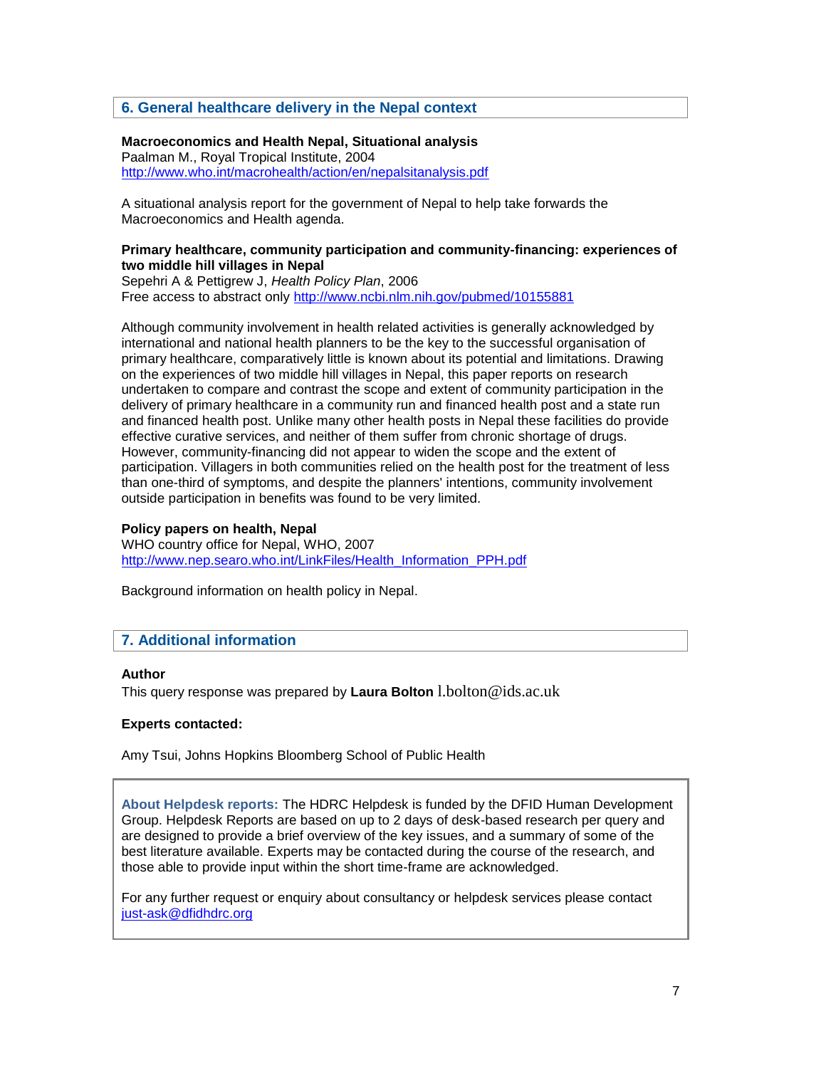## 6. General healthcare delivery in the Nepal context

**Macroeconomics and Health Nepal, Situational analysis**
Paalman M., Royal Tropical Institute, 2004
http://www.who.int/macrohealth/action/en/nepalsitanalysis.pdf

A situational analysis report for the government of Nepal to help take forwards the Macroeconomics and Health agenda.

**Primary healthcare, community participation and community-financing: experiences of two middle hill villages in Nepal**
Sepehri A & Pettigrew J, *Health Policy Plan*, 2006
Free access to abstract only http://www.ncbi.nlm.nih.gov/pubmed/10155881

Although community involvement in health related activities is generally acknowledged by international and national health planners to be the key to the successful organisation of primary healthcare, comparatively little is known about its potential and limitations. Drawing on the experiences of two middle hill villages in Nepal, this paper reports on research undertaken to compare and contrast the scope and extent of community participation in the delivery of primary healthcare in a community run and financed health post and a state run and financed health post. Unlike many other health posts in Nepal these facilities do provide effective curative services, and neither of them suffer from chronic shortage of drugs. However, community-financing did not appear to widen the scope and the extent of participation. Villagers in both communities relied on the health post for the treatment of less than one-third of symptoms, and despite the planners' intentions, community involvement outside participation in benefits was found to be very limited.

**Policy papers on health, Nepal**
WHO country office for Nepal, WHO, 2007
http://www.nep.searo.who.int/LinkFiles/Health_Information_PPH.pdf

Background information on health policy in Nepal.

## 7. Additional information

**Author**
This query response was prepared by **Laura Bolton** l.bolton@ids.ac.uk

**Experts contacted:**

Amy Tsui, Johns Hopkins Bloomberg School of Public Health

**About Helpdesk reports:** The HDRC Helpdesk is funded by the DFID Human Development Group. Helpdesk Reports are based on up to 2 days of desk-based research per query and are designed to provide a brief overview of the key issues, and a summary of some of the best literature available. Experts may be contacted during the course of the research, and those able to provide input within the short time-frame are acknowledged.

For any further request or enquiry about consultancy or helpdesk services please contact just-ask@dfidhdrc.org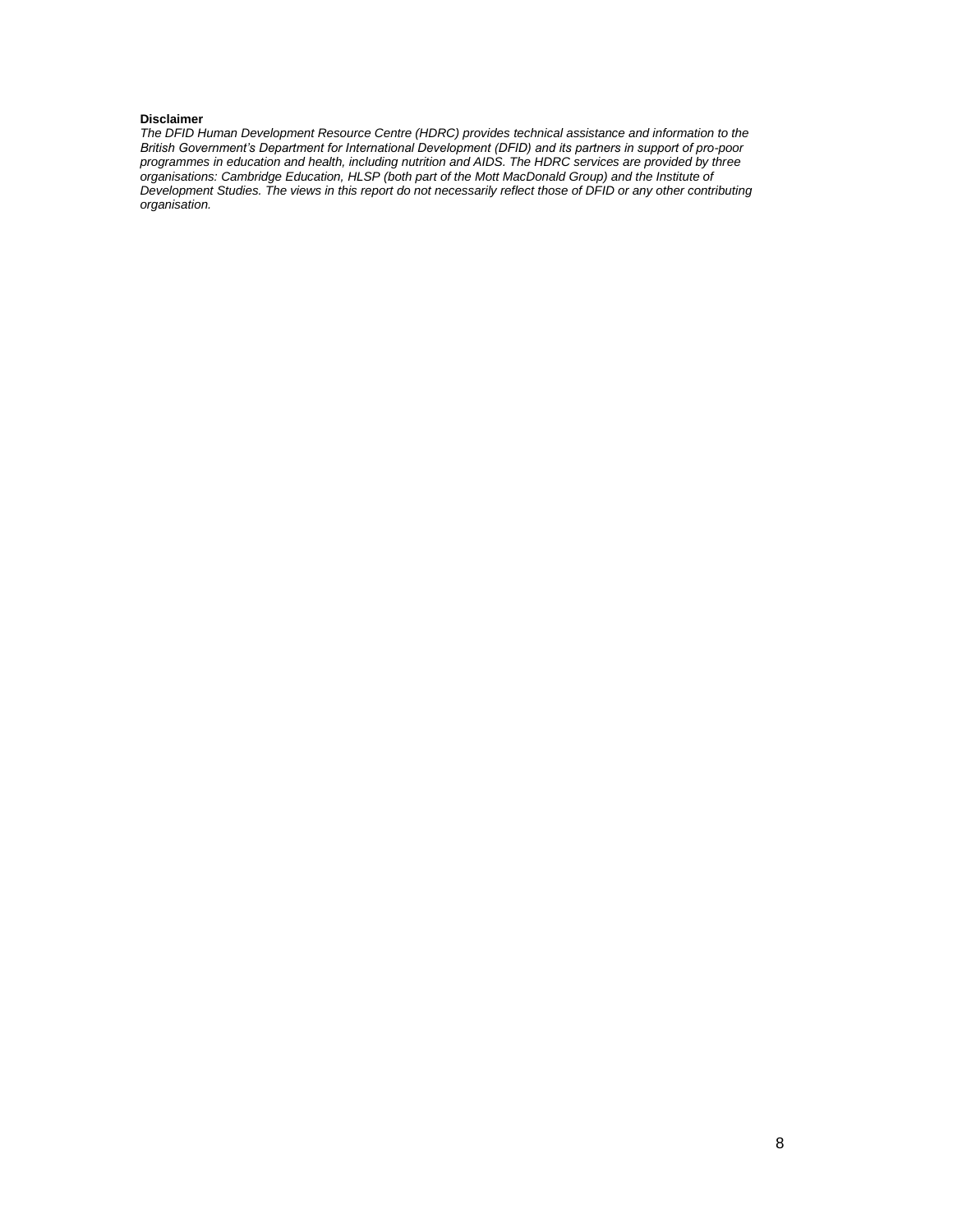**Disclaimer**

*The DFID Human Development Resource Centre (HDRC) provides technical assistance and information to the British Government's Department for International Development (DFID) and its partners in support of pro-poor programmes in education and health, including nutrition and AIDS. The HDRC services are provided by three organisations: Cambridge Education, HLSP (both part of the Mott MacDonald Group) and the Institute of Development Studies. The views in this report do not necessarily reflect those of DFID or any other contributing organisation.*